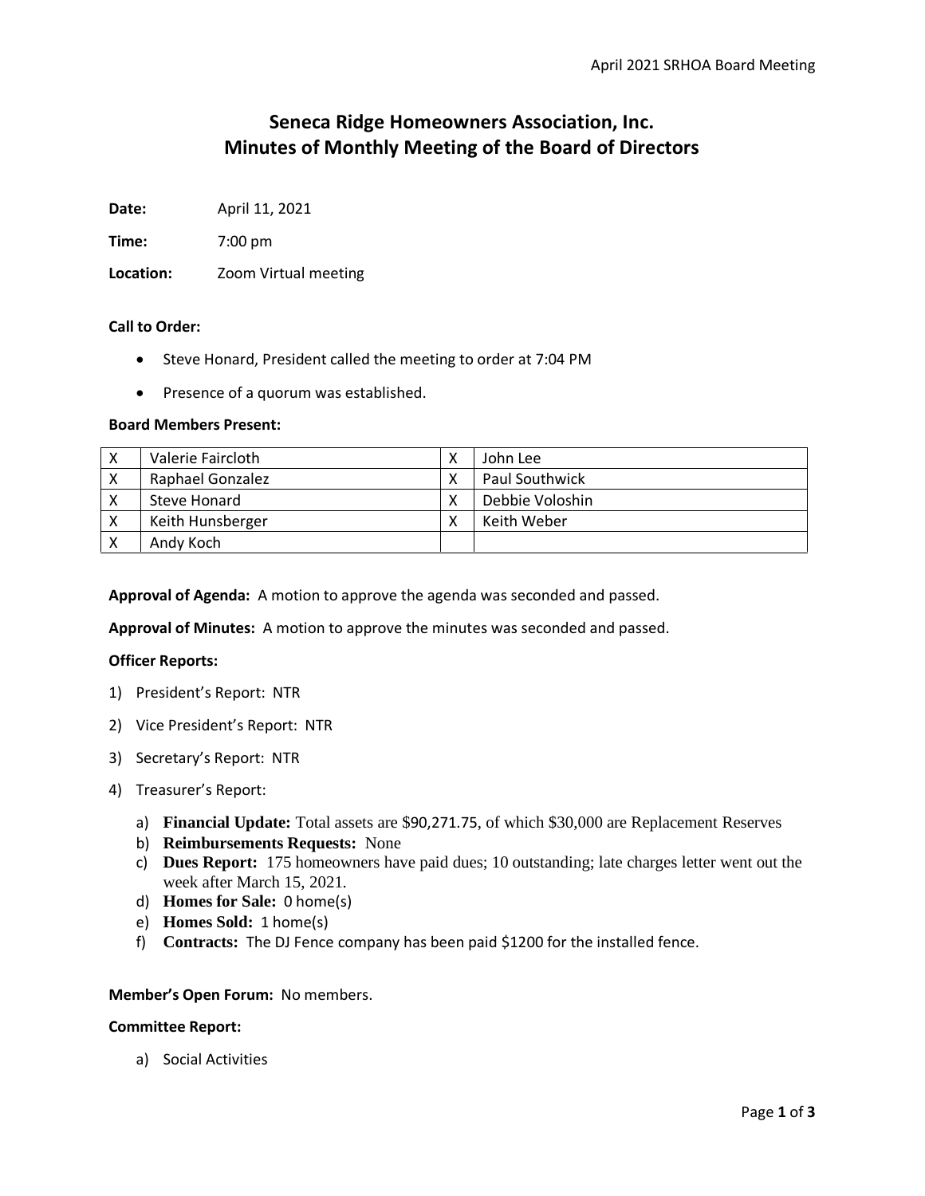# Seneca Ridge Homeowners Association, Inc.
# Minutes of Monthly Meeting of the Board of Directors

**Date:** April 11, 2021

**Time:** 7:00 pm

**Location:** Zoom Virtual meeting

**Call to Order:**

- Steve Honard, President called the meeting to order at 7:04 PM
- Presence of a quorum was established.

**Board Members Present:**

| | | | |
|---|---|---|---|
| X | Valerie Faircloth | X | John Lee |
| X | Raphael Gonzalez | X | Paul Southwick |
| X | Steve Honard | X | Debbie Voloshin |
| X | Keith Hunsberger | X | Keith Weber |
| X | Andy Koch | | |

**Approval of Agenda:** A motion to approve the agenda was seconded and passed.

**Approval of Minutes:** A motion to approve the minutes was seconded and passed.

**Officer Reports:**

1) President's Report: NTR
2) Vice President's Report: NTR
3) Secretary's Report: NTR
4) Treasurer's Report:
   a) **Financial Update:** Total assets are $90,271.75, of which $30,000 are Replacement Reserves
   b) **Reimbursements Requests:** None
   c) **Dues Report:** 175 homeowners have paid dues; 10 outstanding; late charges letter went out the week after March 15, 2021.
   d) **Homes for Sale:** 0 home(s)
   e) **Homes Sold:** 1 home(s)
   f) **Contracts:** The DJ Fence company has been paid $1200 for the installed fence.

**Member's Open Forum:** No members.

**Committee Report:**

a) Social Activities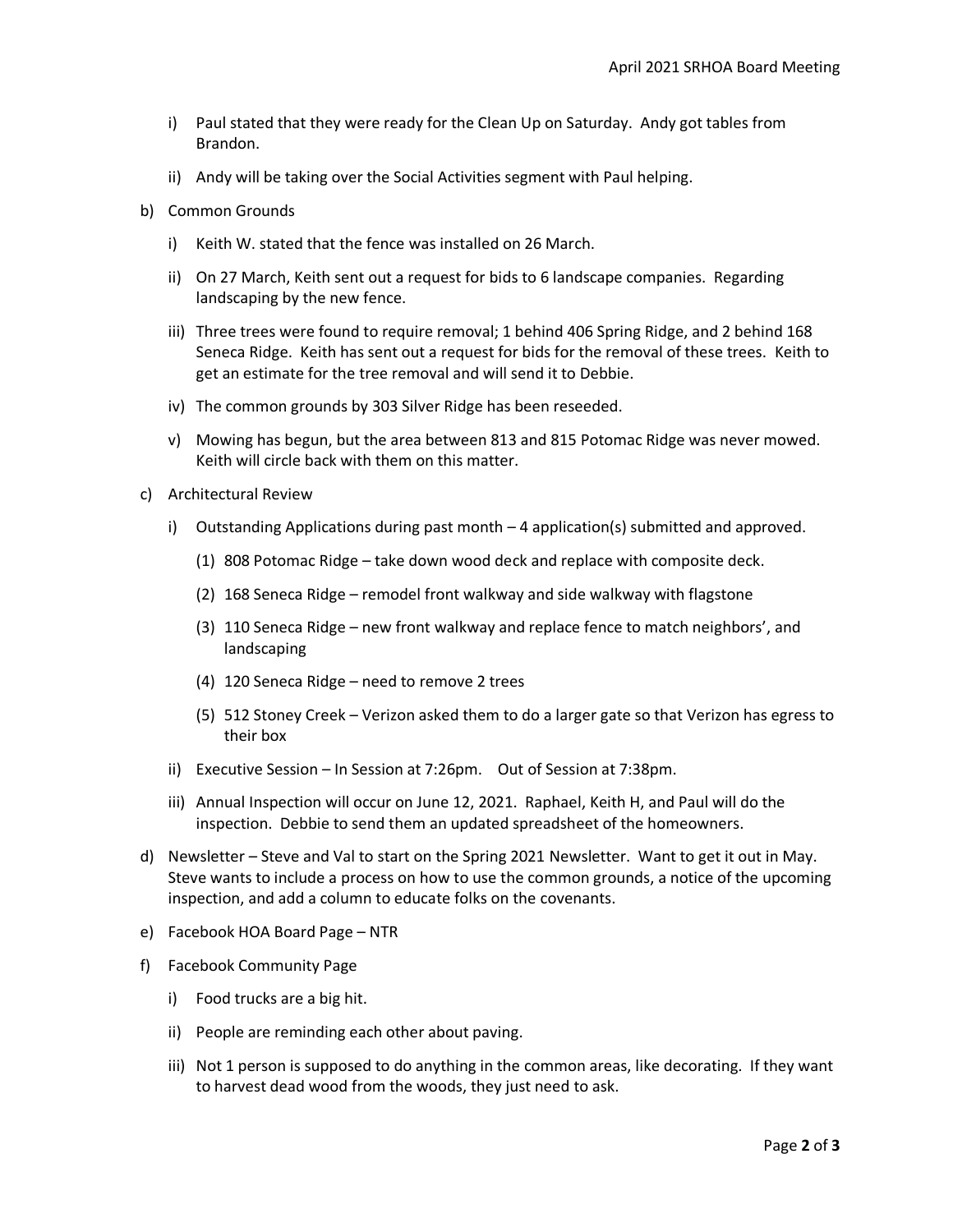i) Paul stated that they were ready for the Clean Up on Saturday. Andy got tables from Brandon.

ii) Andy will be taking over the Social Activities segment with Paul helping.

b) Common Grounds

   i) Keith W. stated that the fence was installed on 26 March.

   ii) On 27 March, Keith sent out a request for bids to 6 landscape companies. Regarding landscaping by the new fence.

   iii) Three trees were found to require removal; 1 behind 406 Spring Ridge, and 2 behind 168 Seneca Ridge. Keith has sent out a request for bids for the removal of these trees. Keith to get an estimate for the tree removal and will send it to Debbie.

   iv) The common grounds by 303 Silver Ridge has been reseeded.

   v) Mowing has begun, but the area between 813 and 815 Potomac Ridge was never mowed. Keith will circle back with them on this matter.

c) Architectural Review

   i) Outstanding Applications during past month – 4 application(s) submitted and approved.

      (1) 808 Potomac Ridge – take down wood deck and replace with composite deck.

      (2) 168 Seneca Ridge – remodel front walkway and side walkway with flagstone

      (3) 110 Seneca Ridge – new front walkway and replace fence to match neighbors', and landscaping

      (4) 120 Seneca Ridge – need to remove 2 trees

      (5) 512 Stoney Creek – Verizon asked them to do a larger gate so that Verizon has egress to their box

   ii) Executive Session – In Session at 7:26pm. Out of Session at 7:38pm.

   iii) Annual Inspection will occur on June 12, 2021. Raphael, Keith H, and Paul will do the inspection. Debbie to send them an updated spreadsheet of the homeowners.

d) Newsletter – Steve and Val to start on the Spring 2021 Newsletter. Want to get it out in May. Steve wants to include a process on how to use the common grounds, a notice of the upcoming inspection, and add a column to educate folks on the covenants.

e) Facebook HOA Board Page – NTR

f) Facebook Community Page

   i) Food trucks are a big hit.

   ii) People are reminding each other about paving.

   iii) Not 1 person is supposed to do anything in the common areas, like decorating. If they want to harvest dead wood from the woods, they just need to ask.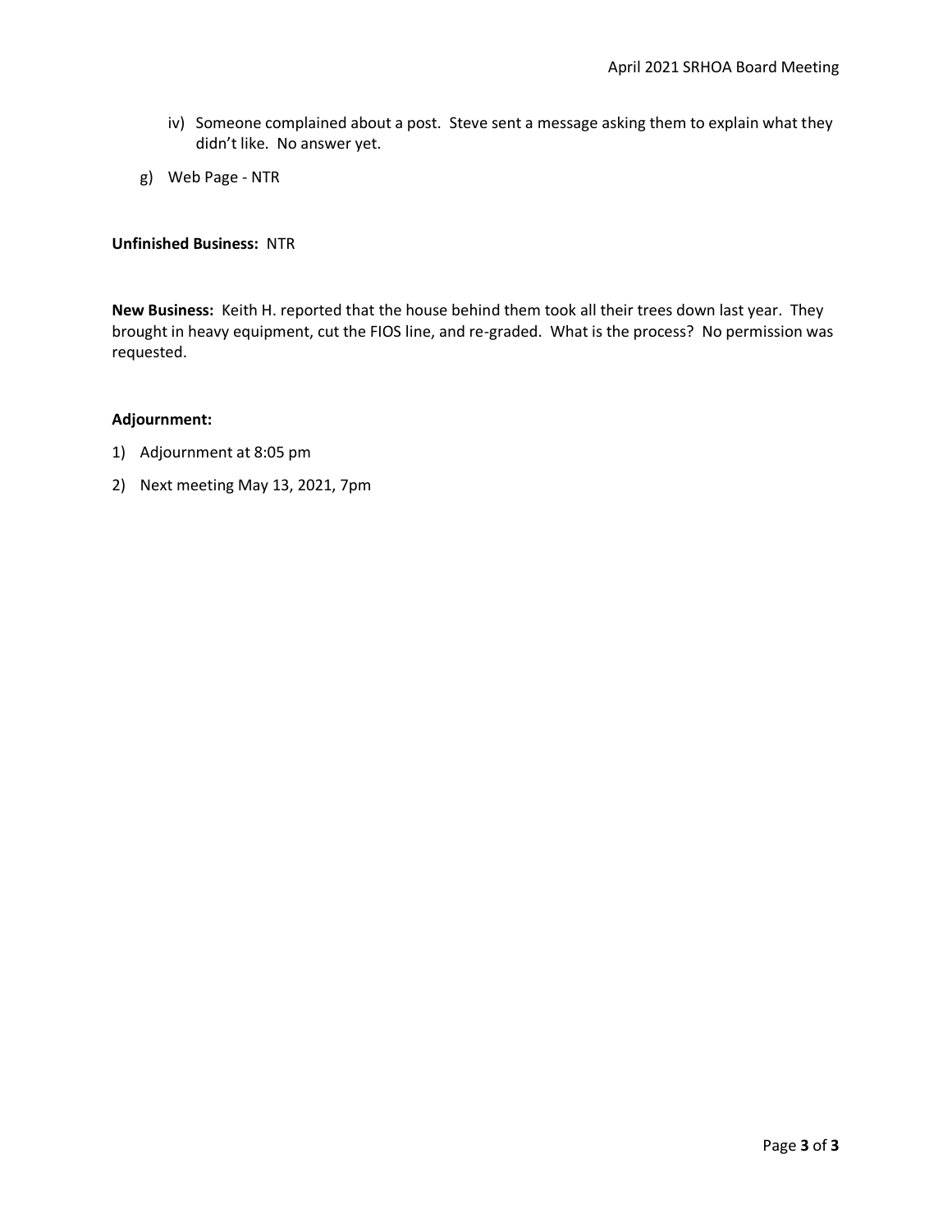iv) Someone complained about a post. Steve sent a message asking them to explain what they didn't like. No answer yet.

g) Web Page - NTR

**Unfinished Business:** NTR

**New Business:** Keith H. reported that the house behind them took all their trees down last year. They brought in heavy equipment, cut the FIOS line, and re-graded. What is the process? No permission was requested.

**Adjournment:**

1) Adjournment at 8:05 pm
2) Next meeting May 13, 2021, 7pm